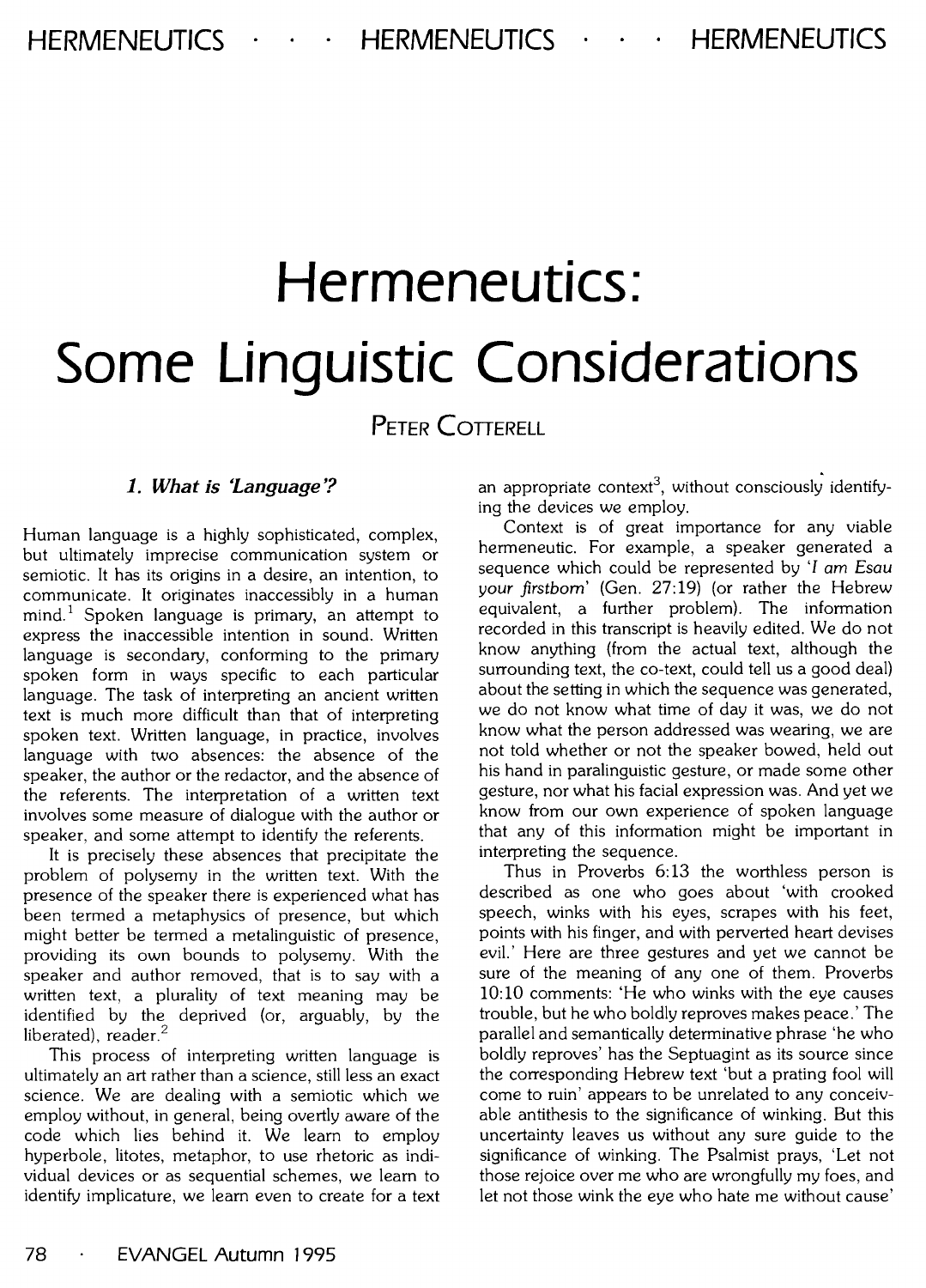# Hermeneutics: Some Linguistic Considerations

PETER COTTERELL

## 1. What is 'Language'?

Human language is a highly sophisticated, complex, but ultimately imprecise communication system or semiotic. It has its origins in a desire, an intention, to communicate. It originates inaccessibly in a human mind.[1] Spoken language is primary, an attempt to express the inaccessible intention in sound. Written language is secondary, conforming to the primary spoken form in ways specific to each particular language. The task of interpreting an ancient written text is much more difficult than that of interpreting spoken text. Written language, in practice, involves language with two absences: the absence of the speaker, the author or the redactor, and the absence of the referents. The interpretation of a written text involves some measure of dialogue with the author or speaker, and some attempt to identify the referents.

It is precisely these absences that precipitate the problem of polysemy in the written text. With the presence of the speaker there is experienced what has been termed a metaphysics of presence, but which might better be termed a metalinguistic of presence, providing its own bounds to polysemy. With the speaker and author removed, that is to say with a written text, a plurality of text meaning may be identified by the deprived (or, arguably, by the liberated), reader.[2]

This process of interpreting written language is ultimately an art rather than a science, still less an exact science. We are dealing with a semiotic which we employ without, in general, being overtly aware of the code which lies behind it. We learn to employ hyperbole, litotes, metaphor, to use rhetoric as individual devices or as sequential schemes, we learn to identify implicature, we learn even to create for a text an appropriate context[3], without consciously identifying the devices we employ.

Context is of great importance for any viable hermeneutic. For example, a speaker generated a sequence which could be represented by '*I am Esau your firstborn*' (Gen. 27:19) (or rather the Hebrew equivalent, a further problem). The information recorded in this transcript is heavily edited. We do not know anything (from the actual text, although the surrounding text, the co-text, could tell us a good deal) about the setting in which the sequence was generated, we do not know what time of day it was, we do not know what the person addressed was wearing, we are not told whether or not the speaker bowed, held out his hand in paralinguistic gesture, or made some other gesture, nor what his facial expression was. And yet we know from our own experience of spoken language that any of this information might be important in interpreting the sequence.

Thus in Proverbs 6:13 the worthless person is described as one who goes about 'with crooked speech, winks with his eyes, scrapes with his feet, points with his finger, and with perverted heart devises evil.' Here are three gestures and yet we cannot be sure of the meaning of any one of them. Proverbs 10:10 comments: 'He who winks with the eye causes trouble, but he who boldly reproves makes peace.' The parallel and semantically determinative phrase 'he who boldly reproves' has the Septuagint as its source since the corresponding Hebrew text 'but a prating fool will come to ruin' appears to be unrelated to any conceivable antithesis to the significance of winking. But this uncertainty leaves us without any sure guide to the significance of winking. The Psalmist prays, 'Let not those rejoice over me who are wrongfully my foes, and let not those wink the eye who hate me without cause'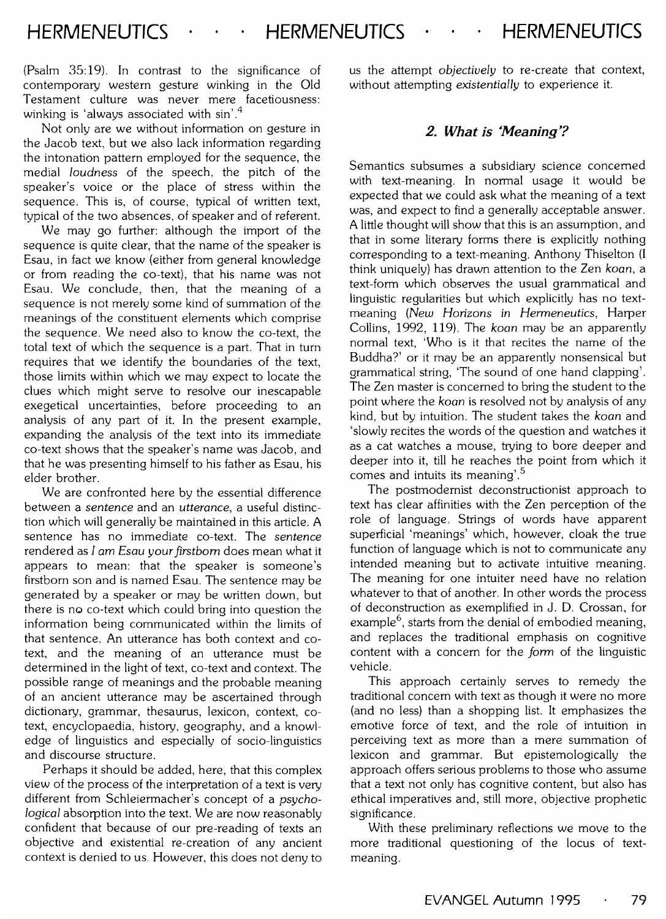(Psalm 35:19). In contrast to the significance of contemporary western gesture winking in the Old Testament culture was never mere facetiousness: winking is 'always associated with sin'.[4]

Not only are we without information on gesture in the Jacob text, but we also lack information regarding the intonation pattern employed for the sequence, the medial *loudness* of the speech, the pitch of the speaker's voice or the place of stress within the sequence. This is, of course, typical of written text, typical of the two absences, of speaker and of referent.

We may go further: although the import of the sequence is quite clear, that the name of the speaker is Esau, in fact we know (either from general knowledge or from reading the co-text), that his name was not Esau. We conclude, then, that the meaning of a sequence is not merely some kind of summation of the meanings of the constituent elements which comprise the sequence. We need also to know the co-text, the total text of which the sequence is a part. That in turn requires that we identify the boundaries of the text, those limits within which we may expect to locate the clues which might serve to resolve our inescapable exegetical uncertainties, before proceeding to an analysis of any part of it. In the present example, expanding the analysis of the text into its immediate co-text shows that the speaker's name was Jacob, and that he was presenting himself to his father as Esau, his elder brother.

We are confronted here by the essential difference between a *sentence* and an *utterance*, a useful distinction which will generally be maintained in this article. A sentence has no immediate co-text. The *sentence* rendered as *I am Esau your firstborn* does mean what it appears to mean: that the speaker is someone's firstborn son and is named Esau. The sentence may be generated by a speaker or may be written down, but there is no co-text which could bring into question the information being communicated within the limits of that sentence. An utterance has both context and co-text, and the meaning of an utterance must be determined in the light of text, co-text and context. The possible range of meanings and the probable meaning of an ancient utterance may be ascertained through dictionary, grammar, thesaurus, lexicon, context, co-text, encyclopaedia, history, geography, and a knowledge of linguistics and especially of socio-linguistics and discourse structure.

Perhaps it should be added, here, that this complex view of the process of the interpretation of a text is very different from Schleiermacher's concept of a *psychological* absorption into the text. We are now reasonably confident that because of our pre-reading of texts an objective and existential re-creation of any ancient context is denied to us. However, this does not deny to us the attempt *objectively* to re-create that context, without attempting *existentially* to experience it.

## 2. What is 'Meaning'?

Semantics subsumes a subsidiary science concerned with text-meaning. In normal usage it would be expected that we could ask what the meaning of a text was, and expect to find a generally acceptable answer. A little thought will show that this is an assumption, and that in some literary forms there is explicitly nothing corresponding to a text-meaning. Anthony Thiselton (I think uniquely) has drawn attention to the Zen *koan*, a text-form which observes the usual grammatical and linguistic regularities but which explicitly has no text-meaning (*New Horizons in Hermeneutics*, Harper Collins, 1992, 119). The *koan* may be an apparently normal text, 'Who is it that recites the name of the Buddha?' or it may be an apparently nonsensical but grammatical string, 'The sound of one hand clapping'. The Zen master is concerned to bring the student to the point where the *koan* is resolved not by analysis of any kind, but by intuition. The student takes the *koan* and 'slowly recites the words of the question and watches it as a cat watches a mouse, trying to bore deeper and deeper into it, till he reaches the point from which it comes and intuits its meaning'.[5]

The postmodernist deconstructionist approach to text has clear affinities with the Zen perception of the role of language. Strings of words have apparent superficial 'meanings' which, however, cloak the true function of language which is not to communicate any intended meaning but to activate intuitive meaning. The meaning for one intuiter need have no relation whatever to that of another. In other words the process of deconstruction as exemplified in J. D. Crossan, for example[6], starts from the denial of embodied meaning, and replaces the traditional emphasis on cognitive content with a concern for the *form* of the linguistic vehicle.

This approach certainly serves to remedy the traditional concern with text as though it were no more (and no less) than a shopping list. It emphasizes the emotive force of text, and the role of intuition in perceiving text as more than a mere summation of lexicon and grammar. But epistemologically the approach offers serious problems to those who assume that a text not only has cognitive content, but also has ethical imperatives and, still more, objective prophetic significance.

With these preliminary reflections we move to the more traditional questioning of the locus of text-meaning.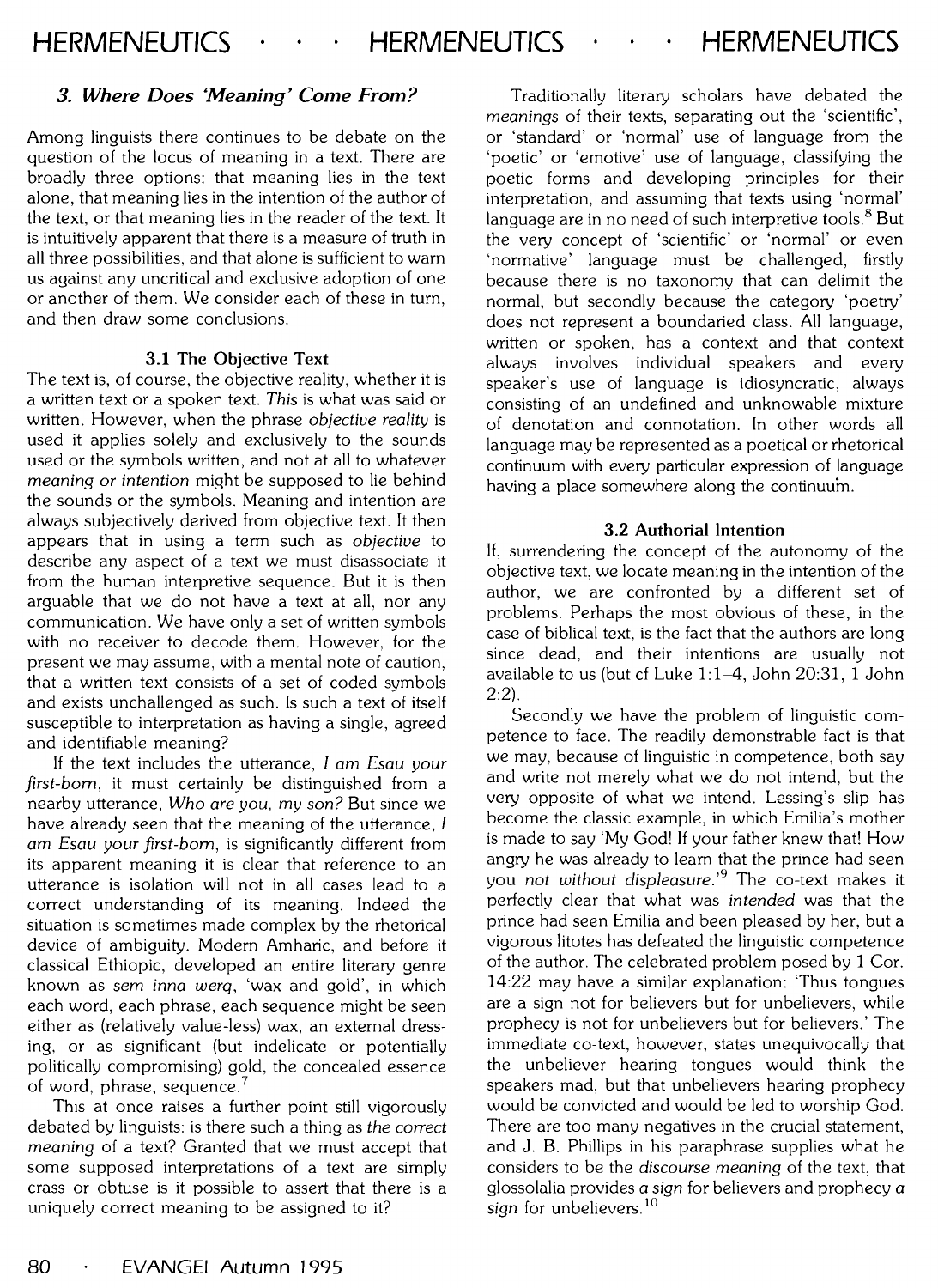### 3. Where Does 'Meaning' Come From?

Among linguists there continues to be debate on the question of the locus of meaning in a text. There are broadly three options: that meaning lies in the text alone, that meaning lies in the intention of the author of the text, or that meaning lies in the reader of the text. It is intuitively apparent that there is a measure of truth in all three possibilities, and that alone is sufficient to warn us against any uncritical and exclusive adoption of one or another of them. We consider each of these in turn, and then draw some conclusions.

#### 3.1 The Objective Text

The text is, of course, the objective reality, whether it is a written text or a spoken text. *This* is what was said or written. However, when the phrase *objective reality* is used it applies solely and exclusively to the sounds used or the symbols written, and not at all to whatever *meaning or intention* might be supposed to lie behind the sounds or the symbols. Meaning and intention are always subjectively derived from objective text. It then appears that in using a term such as *objective* to describe any aspect of a text we must disassociate it from the human interpretive sequence. But it is then arguable that we do not have a text at all, nor any communication. We have only a set of written symbols with no receiver to decode them. However, for the present we may assume, with a mental note of caution, that a written text consists of a set of coded symbols and exists unchallenged as such. Is such a text of itself susceptible to interpretation as having a single, agreed and identifiable meaning?

If the text includes the utterance, *I am Esau your first-born*, it must certainly be distinguished from a nearby utterance, *Who are you, my son?* But since we have already seen that the meaning of the utterance, *I am Esau your first-born*, is significantly different from its apparent meaning it is clear that reference to an utterance is isolation will not in all cases lead to a correct understanding of its meaning. Indeed the situation is sometimes made complex by the rhetorical device of ambiguity. Modern Amharic, and before it classical Ethiopic, developed an entire literary genre known as *sem inna werq*, 'wax and gold', in which each word, each phrase, each sequence might be seen either as (relatively value-less) wax, an external dressing, or as significant (but indelicate or potentially politically compromising) gold, the concealed essence of word, phrase, sequence.[7]

This at once raises a further point still vigorously debated by linguists: is there such a thing as *the correct meaning* of a text? Granted that we must accept that some supposed interpretations of a text are simply crass or obtuse is it possible to assert that there is a uniquely correct meaning to be assigned to it?

Traditionally literary scholars have debated the *meanings* of their texts, separating out the 'scientific', or 'standard' or 'normal' use of language from the 'poetic' or 'emotive' use of language, classifying the poetic forms and developing principles for their interpretation, and assuming that texts using 'normal' language are in no need of such interpretive tools.[8] But the very concept of 'scientific' or 'normal' or even 'normative' language must be challenged, firstly because there is no taxonomy that can delimit the normal, but secondly because the category 'poetry' does not represent a boundaried class. All language, written or spoken, has a context and that context always involves individual speakers and every speaker's use of language is idiosyncratic, always consisting of an undefined and unknowable mixture of denotation and connotation. In other words all language may be represented as a poetical or rhetorical continuum with every particular expression of language having a place somewhere along the continuum.

#### 3.2 Authorial Intention

If, surrendering the concept of the autonomy of the objective text, we locate meaning in the intention of the author, we are confronted by a different set of problems. Perhaps the most obvious of these, in the case of biblical text, is the fact that the authors are long since dead, and their intentions are usually not available to us (but cf Luke 1:1–4, John 20:31, 1 John 2:2).

Secondly we have the problem of linguistic competence to face. The readily demonstrable fact is that we may, because of linguistic in competence, both say and write not merely what we do not intend, but the very opposite of what we intend. Lessing's slip has become the classic example, in which Emilia's mother is made to say 'My God! If your father knew that! How angry he was already to learn that the prince had seen you *not without displeasure*.'[9] The co-text makes it perfectly clear that what was *intended* was that the prince had seen Emilia and been pleased by her, but a vigorous litotes has defeated the linguistic competence of the author. The celebrated problem posed by 1 Cor. 14:22 may have a similar explanation: 'Thus tongues are a sign not for believers but for unbelievers, while prophecy is not for unbelievers but for believers.' The immediate co-text, however, states unequivocally that the unbeliever hearing tongues would think the speakers mad, but that unbelievers hearing prophecy would be convicted and would be led to worship God. There are too many negatives in the crucial statement, and J. B. Phillips in his paraphrase supplies what he considers to be the *discourse meaning* of the text, that glossolalia provides *a sign* for believers and prophecy *a sign* for unbelievers.[10]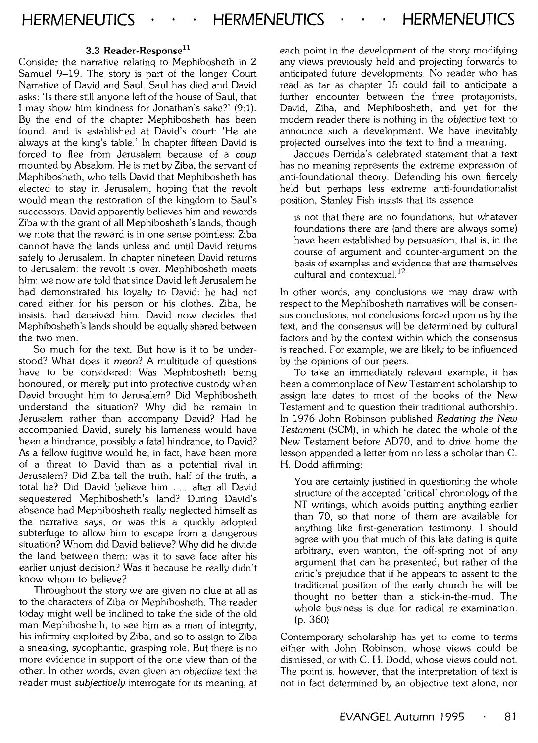### 3.3 Reader-Response[11]

Consider the narrative relating to Mephibosheth in 2 Samuel 9–19. The story is part of the longer Court Narrative of David and Saul. Saul has died and David asks: 'Is there still anyone left of the house of Saul, that I may show him kindness for Jonathan's sake?' (9:1). By the end of the chapter Mephibosheth has been found, and is established at David's court: 'He ate always at the king's table.' In chapter fifteen David is forced to flee from Jerusalem because of a *coup* mounted by Absalom. He is met by Ziba, the servant of Mephibosheth, who tells David that Mephibosheth has elected to stay in Jerusalem, hoping that the revolt would mean the restoration of the kingdom to Saul's successors. David apparently believes him and rewards Ziba with the grant of all Mephibosheth's lands, though we note that the reward is in one sense pointless: Ziba cannot have the lands unless and until David returns safely to Jerusalem. In chapter nineteen David returns to Jerusalem: the revolt is over. Mephibosheth meets him: we now are told that since David left Jerusalem he had demonstrated his loyalty to David: he had not cared either for his person or his clothes. Ziba, he insists, had deceived him. David now decides that Mephibosheth's lands should be equally shared between the two men.

So much for the text. But how is it to be understood? What does it *mean*? A multitude of questions have to be considered: Was Mephibosheth being honoured, or merely put into protective custody when David brought him to Jerusalem? Did Mephibosheth understand the situation? Why did he remain in Jerusalem rather than accompany David? Had he accompanied David, surely his lameness would have been a hindrance, possibly a fatal hindrance, to David? As a fellow fugitive would he, in fact, have been more of a threat to David than as a potential rival in Jerusalem? Did Ziba tell the truth, half of the truth, a total lie? Did David believe him . . . after all David sequestered Mephibosheth's land? During David's absence had Mephibosheth really neglected himself as the narrative says, or was this a quickly adopted subterfuge to allow him to escape from a dangerous situation? Whom did David believe? Why did he divide the land between them: was it to save face after his earlier unjust decision? Was it because he really didn't know whom to believe?

Throughout the story we are given no clue at all as to the characters of Ziba or Mephibosheth. The reader today might well be inclined to take the side of the old man Mephibosheth, to see him as a man of integrity, his infirmity exploited by Ziba, and so to assign to Ziba a sneaking, sycophantic, grasping role. But there is no more evidence in support of the one view than of the other. In other words, even given an *objective* text the reader must *subjectively* interrogate for its meaning, at each point in the development of the story modifying any views previously held and projecting forwards to anticipated future developments. No reader who has read as far as chapter 15 could fail to anticipate a further encounter between the three protagonists, David, Ziba, and Mephibosheth, and yet for the modern reader there is nothing in the *objective* text to announce such a development. We have inevitably projected ourselves into the text to find a meaning.

Jacques Derrida's celebrated statement that a text has no meaning represents the extreme expression of anti-foundational theory. Defending his own fiercely held but perhaps less extreme anti-foundationalist position, Stanley Fish insists that its essence

> is not that there are no foundations, but whatever foundations there are (and there are always some) have been established by persuasion, that is, in the course of argument and counter-argument on the basis of examples and evidence that are themselves cultural and contextual.[12]

In other words, any conclusions we may draw with respect to the Mephibosheth narratives will be consensus conclusions, not conclusions forced upon us by the text, and the consensus will be determined by cultural factors and by the context within which the consensus is reached. For example, we are likely to be influenced by the opinions of our peers.

To take an immediately relevant example, it has been a commonplace of New Testament scholarship to assign late dates to most of the books of the New Testament and to question their traditional authorship. In 1976 John Robinson published *Redating the New Testament* (SCM), in which he dated the whole of the New Testament before AD70, and to drive home the lesson appended a letter from no less a scholar than C. H. Dodd affirming:

> You are certainly justified in questioning the whole structure of the accepted 'critical' chronology of the NT writings, which avoids putting anything earlier than 70, so that none of them are available for anything like first-generation testimony. I should agree with you that much of this late dating is quite arbitrary, even wanton, the off-spring not of any argument that can be presented, but rather of the critic's prejudice that if he appears to assent to the traditional position of the early church he will be thought no better than a stick-in-the-mud. The whole business is due for radical re-examination. (p. 360)

Contemporary scholarship has yet to come to terms either with John Robinson, whose views could be dismissed, or with C. H. Dodd, whose views could not. The point is, however, that the interpretation of text is not in fact determined by an objective text alone, nor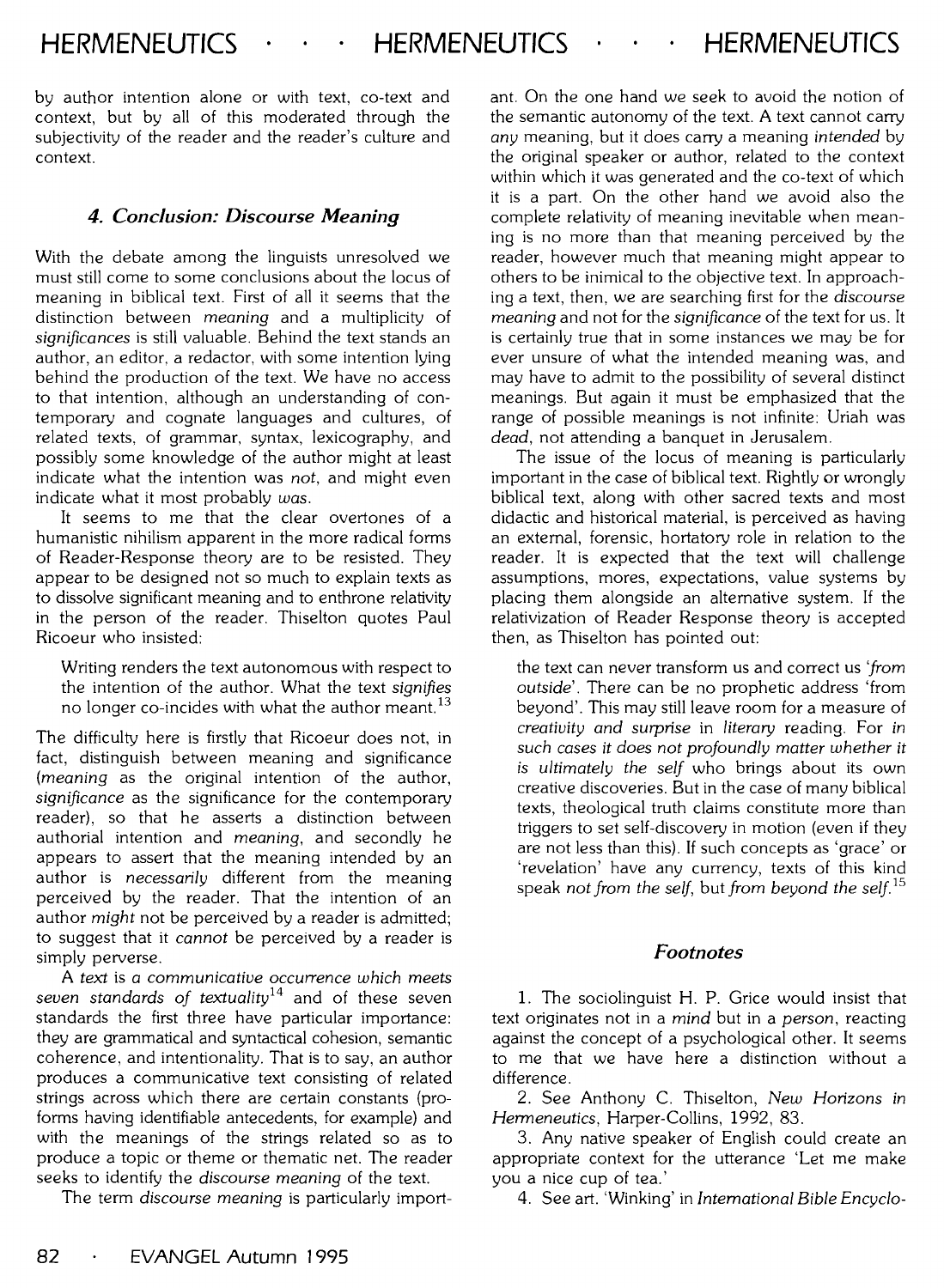by author intention alone or with text, co-text and context, but by all of this moderated through the subjectivity of the reader and the reader's culture and context.

### 4. Conclusion: Discourse Meaning

With the debate among the linguists unresolved we must still come to some conclusions about the locus of meaning in biblical text. First of all it seems that the distinction between *meaning* and a multiplicity of *significances* is still valuable. Behind the text stands an author, an editor, a redactor, with some intention lying behind the production of the text. We have no access to that intention, although an understanding of contemporary and cognate languages and cultures, of related texts, of grammar, syntax, lexicography, and possibly some knowledge of the author might at least indicate what the intention was *not*, and might even indicate what it most probably *was*.

It seems to me that the clear overtones of a humanistic nihilism apparent in the more radical forms of Reader-Response theory are to be resisted. They appear to be designed not so much to explain texts as to dissolve significant meaning and to enthrone relativity in the person of the reader. Thiselton quotes Paul Ricoeur who insisted:

> Writing renders the text autonomous with respect to the intention of the author. What the text *signifies* no longer co-incides with what the author meant.[13]

The difficulty here is firstly that Ricoeur does not, in fact, distinguish between meaning and significance (*meaning* as the original intention of the author, *significance* as the significance for the contemporary reader), so that he asserts a distinction between authorial intention and *meaning*, and secondly he appears to assert that the meaning intended by an author is *necessarily* different from the meaning perceived by the reader. That the intention of an author *might* not be perceived by a reader is admitted; to suggest that it *cannot* be perceived by a reader is simply perverse.

A *text* is *a communicative occurrence which meets seven standards of textuality*[14] and of these seven standards the first three have particular importance: they are grammatical and syntactical cohesion, semantic coherence, and intentionality. That is to say, an author produces a communicative text consisting of related strings across which there are certain constants (pro-forms having identifiable antecedents, for example) and with the meanings of the strings related so as to produce a topic or theme or thematic net. The reader seeks to identify the *discourse meaning* of the text.

The term *discourse meaning* is particularly important. On the one hand we seek to avoid the notion of the semantic autonomy of the text. A text cannot carry *any* meaning, but it does carry a meaning *intended* by the original speaker or author, related to the context within which it was generated and the co-text of which it is a part. On the other hand we avoid also the complete relativity of meaning inevitable when meaning is no more than that meaning perceived by the reader, however much that meaning might appear to others to be inimical to the objective text. In approaching a text, then, we are searching first for the *discourse meaning* and not for the *significance* of the text for us. It is certainly true that in some instances we may be for ever unsure of what the intended meaning was, and may have to admit to the possibility of several distinct meanings. But again it must be emphasized that the range of possible meanings is not infinite: Uriah was *dead*, not attending a banquet in Jerusalem.

The issue of the locus of meaning is particularly important in the case of biblical text. Rightly or wrongly biblical text, along with other sacred texts and most didactic and historical material, is perceived as having an external, forensic, hortatory role in relation to the reader. It is expected that the text will challenge assumptions, mores, expectations, value systems by placing them alongside an alternative system. If the relativization of Reader Response theory is accepted then, as Thiselton has pointed out:

> the text can never transform us and correct us *'from outside'*. There can be no prophetic address 'from beyond'. This may still leave room for a measure of *creativity and surprise* in *literary* reading. For *in such cases it does not profoundly matter whether it is ultimately the self* who brings about its own creative discoveries. But in the case of many biblical texts, theological truth claims constitute more than triggers to set self-discovery in motion (even if they are not less than this). If such concepts as 'grace' or 'revelation' have any currency, texts of this kind speak *not from the self*, but *from beyond the self*.[15]

### Footnotes

1. The sociolinguist H. P. Grice would insist that text originates not in a *mind* but in a *person*, reacting against the concept of a psychological other. It seems to me that we have here a distinction without a difference.

2. See Anthony C. Thiselton, *New Horizons in Hermeneutics*, Harper-Collins, 1992, 83.

3. Any native speaker of English could create an appropriate context for the utterance 'Let me make you a nice cup of tea.'

4. See art. 'Winking' in *International Bible Encyclo-*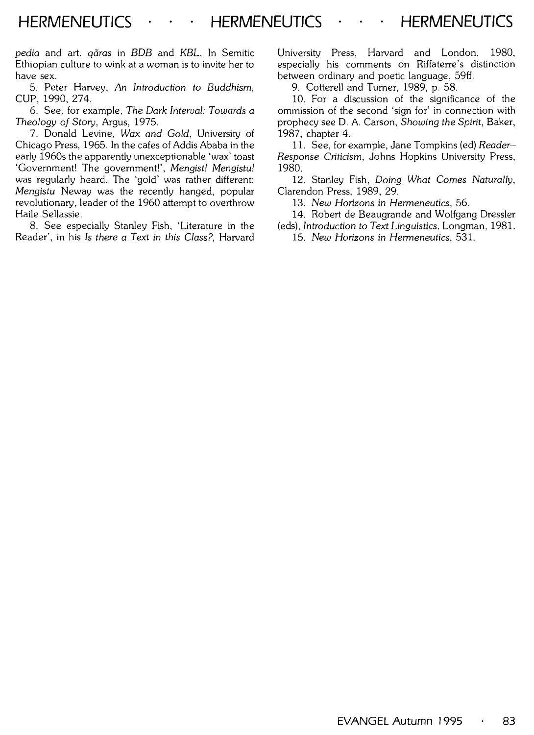*pedia* and art. *qāras* in *BDB* and *KBL*. In Semitic Ethiopian culture to wink at a woman is to invite her to have sex.

5. Peter Harvey, *An Introduction to Buddhism*, CUP, 1990, 274.

6. See, for example, *The Dark Interval: Towards a Theology of Story*, Argus, 1975.

7. Donald Levine, *Wax and Gold*, University of Chicago Press, 1965. In the cafes of Addis Ababa in the early 1960s the apparently unexceptionable 'wax' toast 'Government! The government!', *Mengist! Mengistu!* was regularly heard. The 'gold' was rather different: *Mengistu* Neway was the recently hanged, popular revolutionary, leader of the 1960 attempt to overthrow Haile Sellassie.

8. See especially Stanley Fish, 'Literature in the Reader', in his *Is there a Text in this Class?*, Harvard University Press, Harvard and London, 1980, especially his comments on Riffaterre's distinction between ordinary and poetic language, 59ff.

9. Cotterell and Turner, 1989, p. 58.

10. For a discussion of the significance of the ommission of the second 'sign for' in connection with prophecy see D. A. Carson, *Showing the Spirit*, Baker, 1987, chapter 4.

11. See, for example, Jane Tompkins (ed) *Reader–Response Criticism*, Johns Hopkins University Press, 1980.

12. Stanley Fish, *Doing What Comes Naturally*, Clarendon Press, 1989, 29.

13. *New Horizons in Hermeneutics*, 56.

14. Robert de Beaugrande and Wolfgang Dressler (eds), *Introduction to Text Linguistics*, Longman, 1981.

15. *New Horizons in Hermeneutics*, 531.